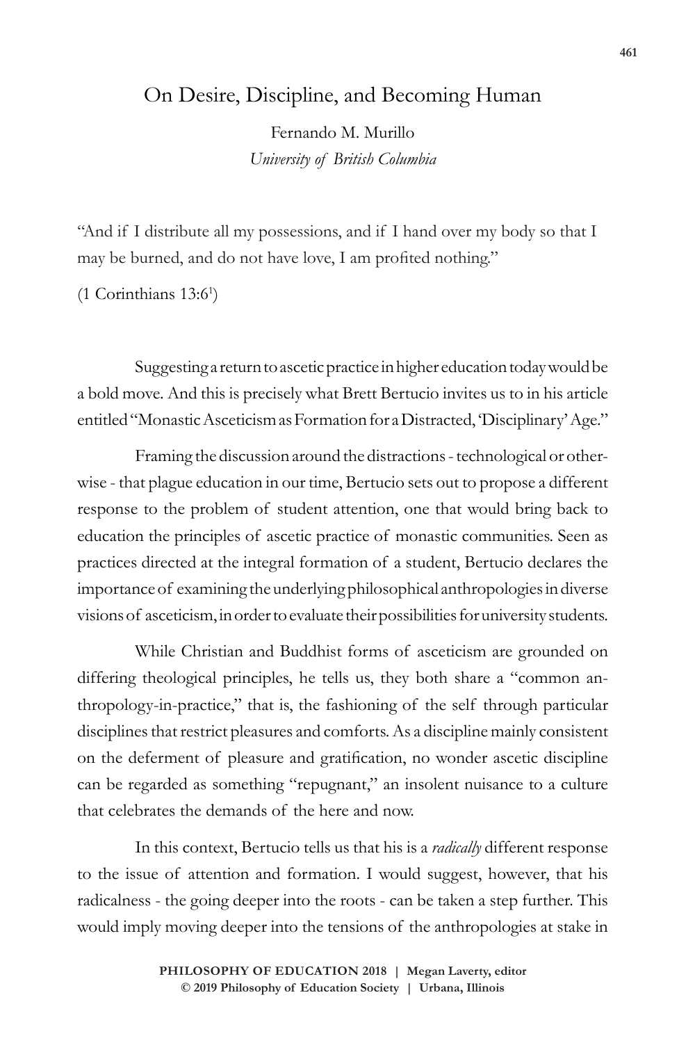# On Desire, Discipline, and Becoming Human

Fernando M. Murillo
*University of British Columbia*

"And if I distribute all my possessions, and if I hand over my body so that I may be burned, and do not have love, I am profited nothing."

(1 Corinthians 13:6[1])

Suggesting a return to ascetic practice in higher education today would be a bold move. And this is precisely what Brett Bertucio invites us to in his article entitled "Monastic Asceticism as Formation for a Distracted, 'Disciplinary' Age."

Framing the discussion around the distractions - technological or otherwise - that plague education in our time, Bertucio sets out to propose a different response to the problem of student attention, one that would bring back to education the principles of ascetic practice of monastic communities. Seen as practices directed at the integral formation of a student, Bertucio declares the importance of examining the underlying philosophical anthropologies in diverse visions of asceticism, in order to evaluate their possibilities for university students.

While Christian and Buddhist forms of asceticism are grounded on differing theological principles, he tells us, they both share a "common anthropology-in-practice," that is, the fashioning of the self through particular disciplines that restrict pleasures and comforts. As a discipline mainly consistent on the deferment of pleasure and gratification, no wonder ascetic discipline can be regarded as something "repugnant," an insolent nuisance to a culture that celebrates the demands of the here and now.

In this context, Bertucio tells us that his is a *radically* different response to the issue of attention and formation. I would suggest, however, that his radicalness - the going deeper into the roots - can be taken a step further. This would imply moving deeper into the tensions of the anthropologies at stake in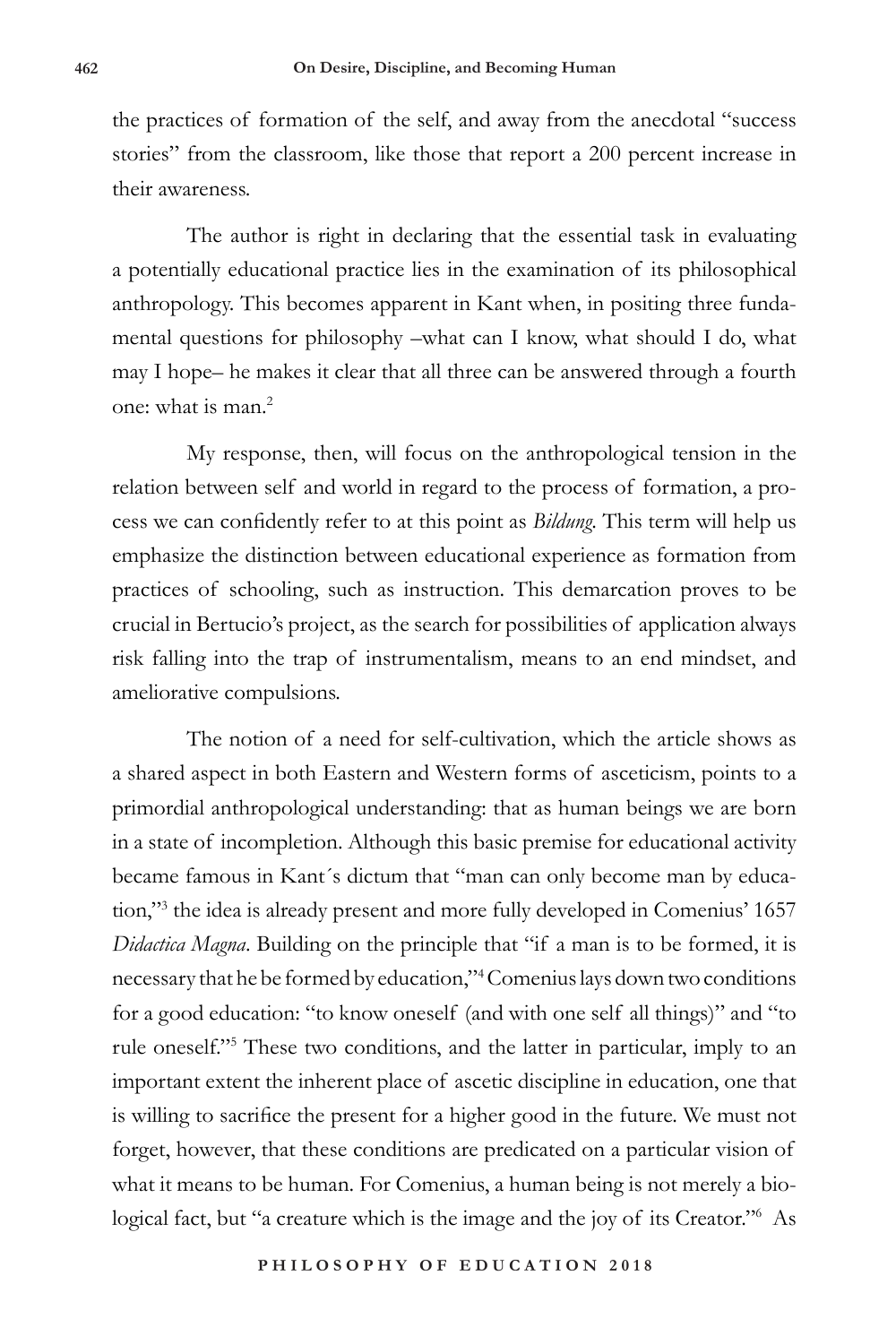the practices of formation of the self, and away from the anecdotal "success stories" from the classroom, like those that report a 200 percent increase in their awareness.

The author is right in declaring that the essential task in evaluating a potentially educational practice lies in the examination of its philosophical anthropology. This becomes apparent in Kant when, in positing three fundamental questions for philosophy –what can I know, what should I do, what may I hope– he makes it clear that all three can be answered through a fourth one: what is man.[2]

My response, then, will focus on the anthropological tension in the relation between self and world in regard to the process of formation, a process we can confidently refer to at this point as *Bildung*. This term will help us emphasize the distinction between educational experience as formation from practices of schooling, such as instruction. This demarcation proves to be crucial in Bertucio's project, as the search for possibilities of application always risk falling into the trap of instrumentalism, means to an end mindset, and ameliorative compulsions.

The notion of a need for self-cultivation, which the article shows as a shared aspect in both Eastern and Western forms of asceticism, points to a primordial anthropological understanding: that as human beings we are born in a state of incompletion. Although this basic premise for educational activity became famous in Kant´s dictum that "man can only become man by education,"[3] the idea is already present and more fully developed in Comenius' 1657 *Didactica Magna*. Building on the principle that "if a man is to be formed, it is necessary that he be formed by education,"[4] Comenius lays down two conditions for a good education: "to know oneself (and with one self all things)" and "to rule oneself."[5] These two conditions, and the latter in particular, imply to an important extent the inherent place of ascetic discipline in education, one that is willing to sacrifice the present for a higher good in the future. We must not forget, however, that these conditions are predicated on a particular vision of what it means to be human. For Comenius, a human being is not merely a biological fact, but "a creature which is the image and the joy of its Creator."[6] As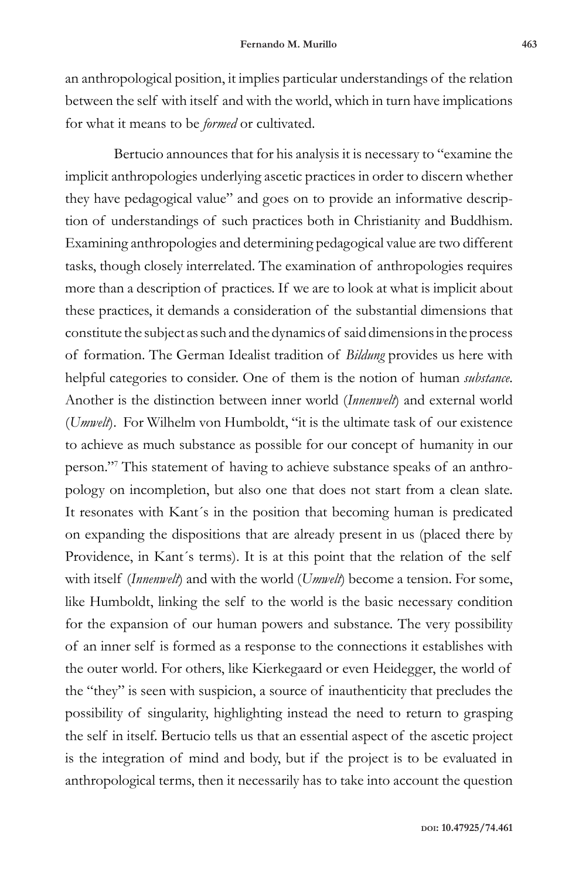an anthropological position, it implies particular understandings of the relation between the self with itself and with the world, which in turn have implications for what it means to be *formed* or cultivated.

Bertucio announces that for his analysis it is necessary to "examine the implicit anthropologies underlying ascetic practices in order to discern whether they have pedagogical value" and goes on to provide an informative description of understandings of such practices both in Christianity and Buddhism. Examining anthropologies and determining pedagogical value are two different tasks, though closely interrelated. The examination of anthropologies requires more than a description of practices. If we are to look at what is implicit about these practices, it demands a consideration of the substantial dimensions that constitute the subject as such and the dynamics of said dimensions in the process of formation. The German Idealist tradition of *Bildung* provides us here with helpful categories to consider. One of them is the notion of human *substance*. Another is the distinction between inner world (*Innenwelt*) and external world (*Umwelt*). For Wilhelm von Humboldt, "it is the ultimate task of our existence to achieve as much substance as possible for our concept of humanity in our person."[7] This statement of having to achieve substance speaks of an anthropology on incompletion, but also one that does not start from a clean slate. It resonates with Kant´s in the position that becoming human is predicated on expanding the dispositions that are already present in us (placed there by Providence, in Kant´s terms). It is at this point that the relation of the self with itself (*Innenwelt*) and with the world (*Umwelt*) become a tension. For some, like Humboldt, linking the self to the world is the basic necessary condition for the expansion of our human powers and substance. The very possibility of an inner self is formed as a response to the connections it establishes with the outer world. For others, like Kierkegaard or even Heidegger, the world of the "they" is seen with suspicion, a source of inauthenticity that precludes the possibility of singularity, highlighting instead the need to return to grasping the self in itself. Bertucio tells us that an essential aspect of the ascetic project is the integration of mind and body, but if the project is to be evaluated in anthropological terms, then it necessarily has to take into account the question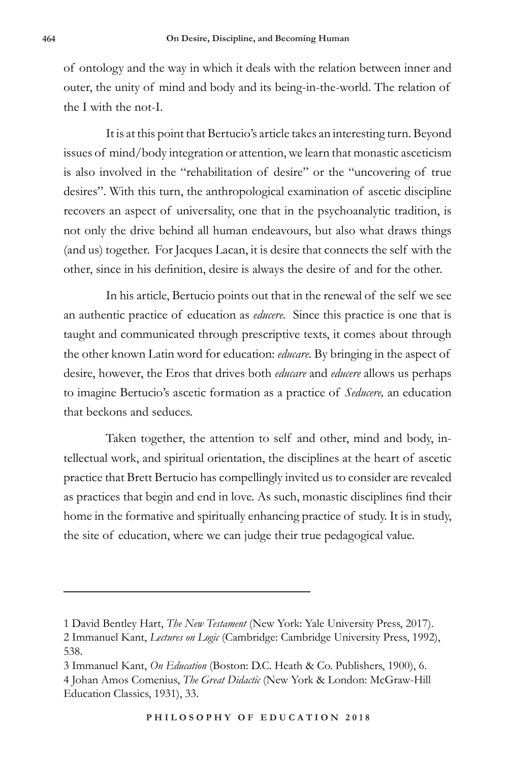of ontology and the way in which it deals with the relation between inner and outer, the unity of mind and body and its being-in-the-world. The relation of the I with the not-I.

It is at this point that Bertucio's article takes an interesting turn. Beyond issues of mind/body integration or attention, we learn that monastic asceticism is also involved in the "rehabilitation of desire" or the "uncovering of true desires". With this turn, the anthropological examination of ascetic discipline recovers an aspect of universality, one that in the psychoanalytic tradition, is not only the drive behind all human endeavours, but also what draws things (and us) together. For Jacques Lacan, it is desire that connects the self with the other, since in his definition, desire is always the desire of and for the other.

In his article, Bertucio points out that in the renewal of the self we see an authentic practice of education as *educere*. Since this practice is one that is taught and communicated through prescriptive texts, it comes about through the other known Latin word for education: *educare*. By bringing in the aspect of desire, however, the Eros that drives both *educare* and *educere* allows us perhaps to imagine Bertucio's ascetic formation as a practice of *Seducere,* an education that beckons and seduces.

Taken together, the attention to self and other, mind and body, intellectual work, and spiritual orientation, the disciplines at the heart of ascetic practice that Brett Bertucio has compellingly invited us to consider are revealed as practices that begin and end in love. As such, monastic disciplines find their home in the formative and spiritually enhancing practice of study. It is in study, the site of education, where we can judge their true pedagogical value.

---

1 David Bentley Hart, *The New Testament* (New York: Yale University Press, 2017).

2 Immanuel Kant, *Lectures on Logic* (Cambridge: Cambridge University Press, 1992), 538.

3 Immanuel Kant, *On Education* (Boston: D.C. Heath & Co. Publishers, 1900), 6.

4 Johan Amos Comenius, *The Great Didactic* (New York & London: McGraw-Hill Education Classics, 1931), 33.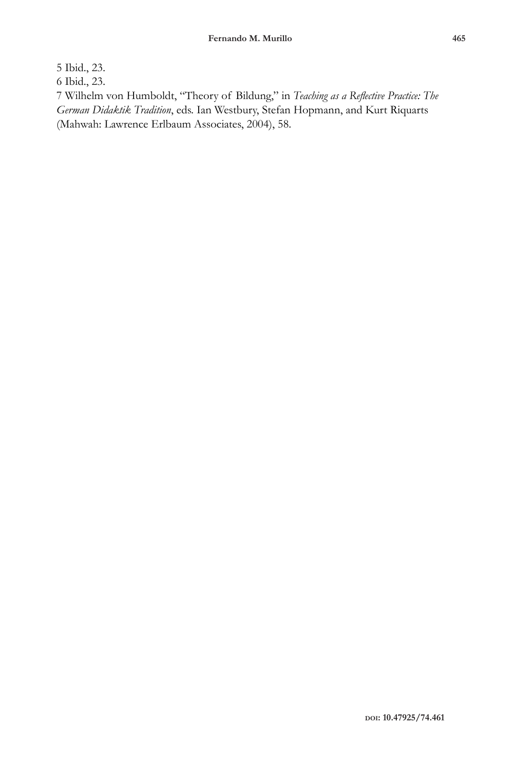5 Ibid., 23.

6 Ibid., 23.

7 Wilhelm von Humboldt, "Theory of Bildung," in *Teaching as a Reflective Practice: The German Didaktik Tradition*, eds. Ian Westbury, Stefan Hopmann, and Kurt Riquarts (Mahwah: Lawrence Erlbaum Associates, 2004), 58.